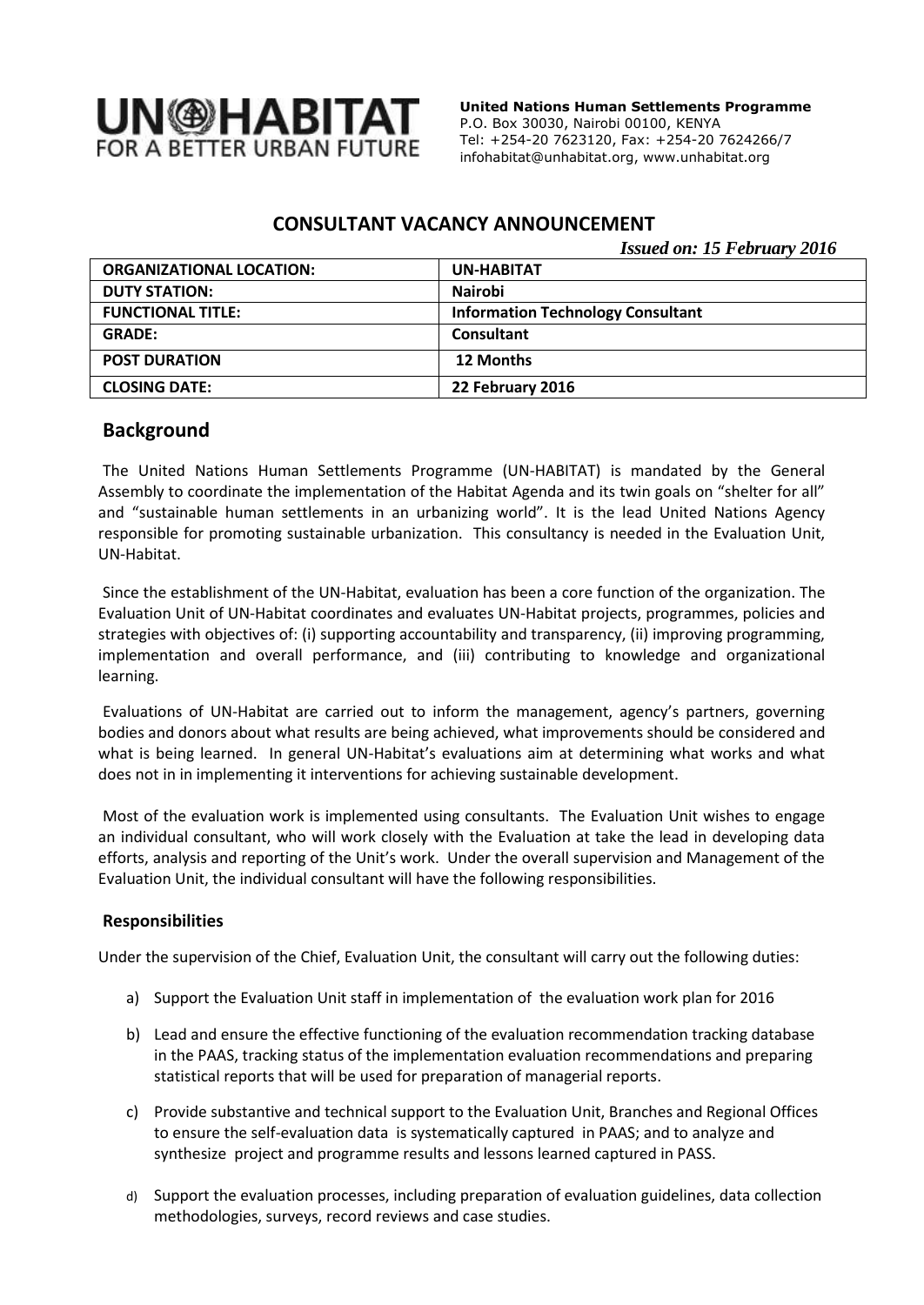**UN-HABITAT**
**FOR A BETTER URBAN FUTURE**

**United Nations Human Settlements Programme**
P.O. Box 30030, Nairobi 00100, KENYA
Tel: +254-20 7623120, Fax: +254-20 7624266/7
infohabitat@unhabitat.org, www.unhabitat.org

## CONSULTANT VACANCY ANNOUNCEMENT

*Issued on: 15 February 2016*

| | |
|---|---|
| **ORGANIZATIONAL LOCATION:** | **UN-HABITAT** |
| **DUTY STATION:** | **Nairobi** |
| **FUNCTIONAL TITLE:** | **Information Technology Consultant** |
| **GRADE:** | **Consultant** |
| **POST DURATION** | **12 Months** |
| **CLOSING DATE:** | **22 February 2016** |

## Background

The United Nations Human Settlements Programme (UN-HABITAT) is mandated by the General Assembly to coordinate the implementation of the Habitat Agenda and its twin goals on "shelter for all" and "sustainable human settlements in an urbanizing world". It is the lead United Nations Agency responsible for promoting sustainable urbanization. This consultancy is needed in the Evaluation Unit, UN-Habitat.

Since the establishment of the UN-Habitat, evaluation has been a core function of the organization. The Evaluation Unit of UN-Habitat coordinates and evaluates UN-Habitat projects, programmes, policies and strategies with objectives of: (i) supporting accountability and transparency, (ii) improving programming, implementation and overall performance, and (iii) contributing to knowledge and organizational learning.

Evaluations of UN-Habitat are carried out to inform the management, agency's partners, governing bodies and donors about what results are being achieved, what improvements should be considered and what is being learned. In general UN-Habitat's evaluations aim at determining what works and what does not in in implementing it interventions for achieving sustainable development.

Most of the evaluation work is implemented using consultants. The Evaluation Unit wishes to engage an individual consultant, who will work closely with the Evaluation at take the lead in developing data efforts, analysis and reporting of the Unit's work. Under the overall supervision and Management of the Evaluation Unit, the individual consultant will have the following responsibilities.

### Responsibilities

Under the supervision of the Chief, Evaluation Unit, the consultant will carry out the following duties:

a) Support the Evaluation Unit staff in implementation of the evaluation work plan for 2016

b) Lead and ensure the effective functioning of the evaluation recommendation tracking database in the PAAS, tracking status of the implementation evaluation recommendations and preparing statistical reports that will be used for preparation of managerial reports.

c) Provide substantive and technical support to the Evaluation Unit, Branches and Regional Offices to ensure the self-evaluation data is systematically captured in PAAS; and to analyze and synthesize project and programme results and lessons learned captured in PASS.

d) Support the evaluation processes, including preparation of evaluation guidelines, data collection methodologies, surveys, record reviews and case studies.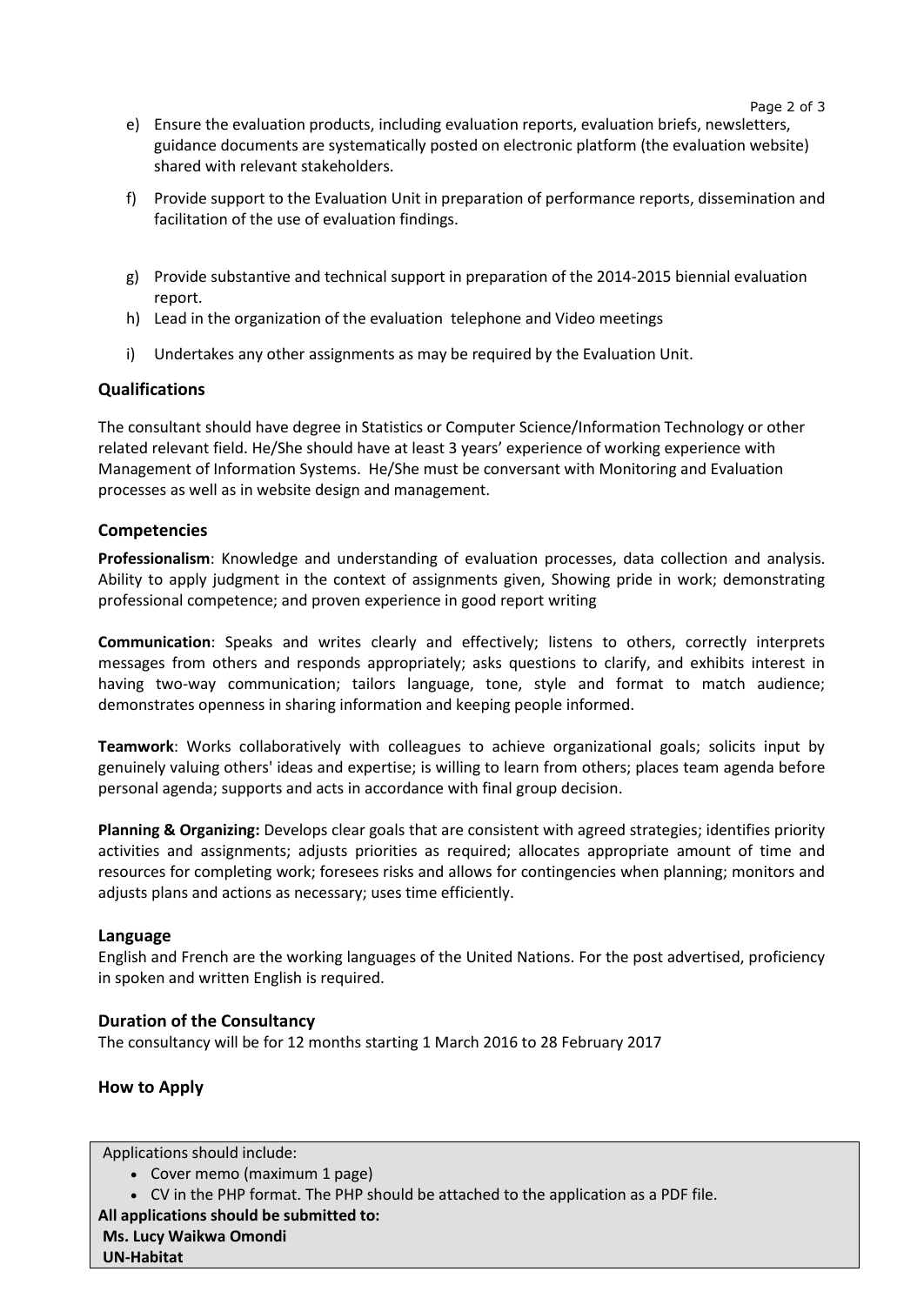e) Ensure the evaluation products, including evaluation reports, evaluation briefs, newsletters, guidance documents are systematically posted on electronic platform (the evaluation website) shared with relevant stakeholders.

f) Provide support to the Evaluation Unit in preparation of performance reports, dissemination and facilitation of the use of evaluation findings.

g) Provide substantive and technical support in preparation of the 2014-2015 biennial evaluation report.

h) Lead in the organization of the evaluation telephone and Video meetings

i) Undertakes any other assignments as may be required by the Evaluation Unit.

## Qualifications

The consultant should have degree in Statistics or Computer Science/Information Technology or other related relevant field. He/She should have at least 3 years' experience of working experience with Management of Information Systems. He/She must be conversant with Monitoring and Evaluation processes as well as in website design and management.

## Competencies

**Professionalism**: Knowledge and understanding of evaluation processes, data collection and analysis. Ability to apply judgment in the context of assignments given, Showing pride in work; demonstrating professional competence; and proven experience in good report writing

**Communication**: Speaks and writes clearly and effectively; listens to others, correctly interprets messages from others and responds appropriately; asks questions to clarify, and exhibits interest in having two-way communication; tailors language, tone, style and format to match audience; demonstrates openness in sharing information and keeping people informed.

**Teamwork**: Works collaboratively with colleagues to achieve organizational goals; solicits input by genuinely valuing others' ideas and expertise; is willing to learn from others; places team agenda before personal agenda; supports and acts in accordance with final group decision.

**Planning & Organizing:** Develops clear goals that are consistent with agreed strategies; identifies priority activities and assignments; adjusts priorities as required; allocates appropriate amount of time and resources for completing work; foresees risks and allows for contingencies when planning; monitors and adjusts plans and actions as necessary; uses time efficiently.

## Language

English and French are the working languages of the United Nations. For the post advertised, proficiency in spoken and written English is required.

## Duration of the Consultancy

The consultancy will be for 12 months starting 1 March 2016 to 28 February 2017

## How to Apply

Applications should include:

- Cover memo (maximum 1 page)
- CV in the PHP format. The PHP should be attached to the application as a PDF file.

**All applications should be submitted to:**
**Ms. Lucy Waikwa Omondi**
**UN-Habitat**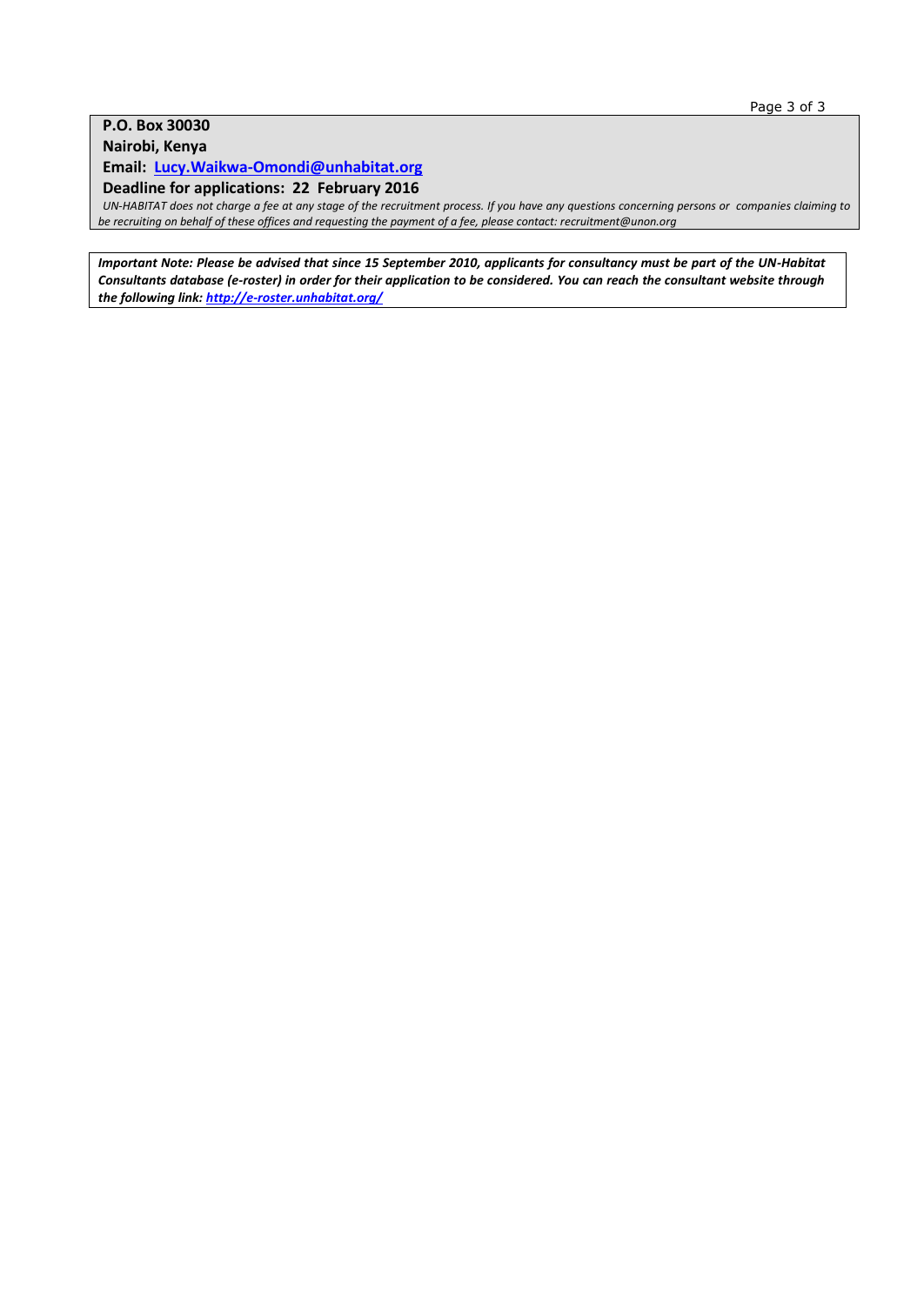**P.O. Box 30030**
**Nairobi, Kenya**
**Email: [Lucy.Waikwa-Omondi@unhabitat.org](mailto:Lucy.Waikwa-Omondi@unhabitat.org)**
**Deadline for applications: 22 February 2016**

*UN-HABITAT does not charge a fee at any stage of the recruitment process. If you have any questions concerning persons or companies claiming to be recruiting on behalf of these offices and requesting the payment of a fee, please contact: recruitment@unon.org*

***Important Note: Please be advised that since 15 September 2010, applicants for consultancy must be part of the UN-Habitat Consultants database (e-roster) in order for their application to be considered. You can reach the consultant website through the following link: [http://e-roster.unhabitat.org/](http://e-roster.unhabitat.org/)***